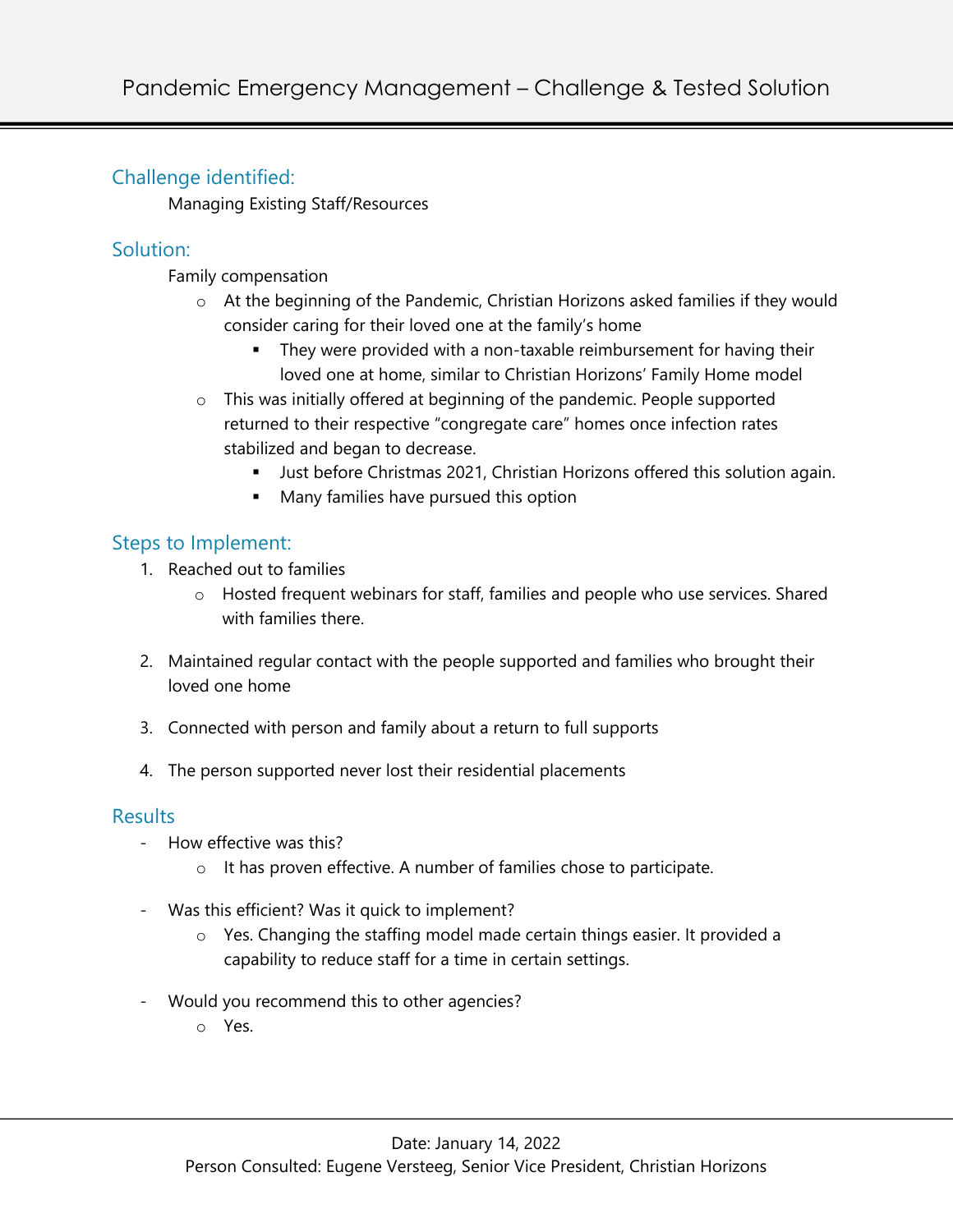# Pandemic Emergency Management – Challenge & Tested Solution

## Challenge identified:

Managing Existing Staff/Resources

## Solution:

Family compensation

- At the beginning of the Pandemic, Christian Horizons asked families if they would consider caring for their loved one at the family's home
  - They were provided with a non-taxable reimbursement for having their loved one at home, similar to Christian Horizons' Family Home model
- This was initially offered at beginning of the pandemic. People supported returned to their respective "congregate care" homes once infection rates stabilized and began to decrease.
  - Just before Christmas 2021, Christian Horizons offered this solution again.
  - Many families have pursued this option

## Steps to Implement:

1. Reached out to families
   - Hosted frequent webinars for staff, families and people who use services. Shared with families there.
2. Maintained regular contact with the people supported and families who brought their loved one home
3. Connected with person and family about a return to full supports
4. The person supported never lost their residential placements

## Results

- How effective was this?
  - It has proven effective. A number of families chose to participate.
- Was this efficient? Was it quick to implement?
  - Yes. Changing the staffing model made certain things easier. It provided a capability to reduce staff for a time in certain settings.
- Would you recommend this to other agencies?
  - Yes.

Date: January 14, 2022
Person Consulted: Eugene Versteeg, Senior Vice President, Christian Horizons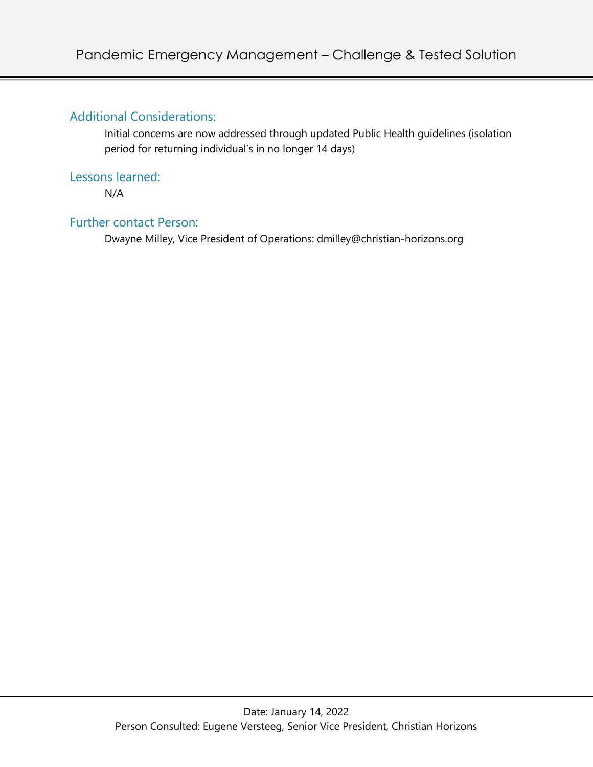## Additional Considerations:

Initial concerns are now addressed through updated Public Health guidelines (isolation period for returning individual's in no longer 14 days)

## Lessons learned:

N/A

## Further contact Person:

Dwayne Milley, Vice President of Operations: dmilley@christian-horizons.org